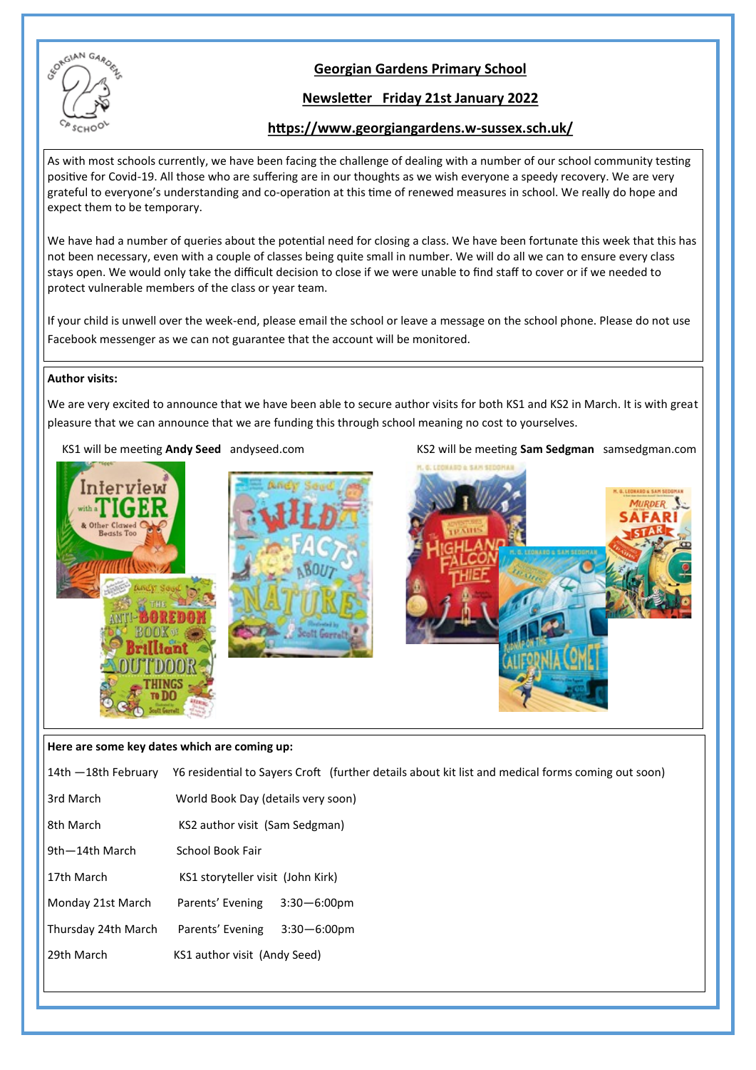# Georgian Gardens Primary School

## Newsletter Friday 21st January 2022

## https://www.georgiangardens.w-sussex.sch.uk/

As with most schools currently, we have been facing the challenge of dealing with a number of our school community testing positive for Covid-19. All those who are suffering are in our thoughts as we wish everyone a speedy recovery. We are very grateful to everyone's understanding and co-operation at this time of renewed measures in school. We really do hope and expect them to be temporary.

We have had a number of queries about the potential need for closing a class. We have been fortunate this week that this has not been necessary, even with a couple of classes being quite small in number. We will do all we can to ensure every class stays open. We would only take the difficult decision to close if we were unable to find staff to cover or if we needed to protect vulnerable members of the class or year team.

If your child is unwell over the week-end, please email the school or leave a message on the school phone. Please do not use Facebook messenger as we can not guarantee that the account will be monitored.

**Author visits:**

We are very excited to announce that we have been able to secure author visits for both KS1 and KS2 in March. It is with great pleasure that we can announce that we are funding this through school meaning no cost to yourselves.

KS1 will be meeting **Andy Seed** andyseed.com

KS2 will be meeting **Sam Sedgman** samsedgman.com

**Here are some key dates which are coming up:**

| | |
|---|---|
| 14th —18th February | Y6 residential to Sayers Croft (further details about kit list and medical forms coming out soon) |
| 3rd March | World Book Day (details very soon) |
| 8th March | KS2 author visit (Sam Sedgman) |
| 9th—14th March | School Book Fair |
| 17th March | KS1 storyteller visit (John Kirk) |
| Monday 21st March | Parents' Evening 3:30—6:00pm |
| Thursday 24th March | Parents' Evening 3:30—6:00pm |
| 29th March | KS1 author visit (Andy Seed) |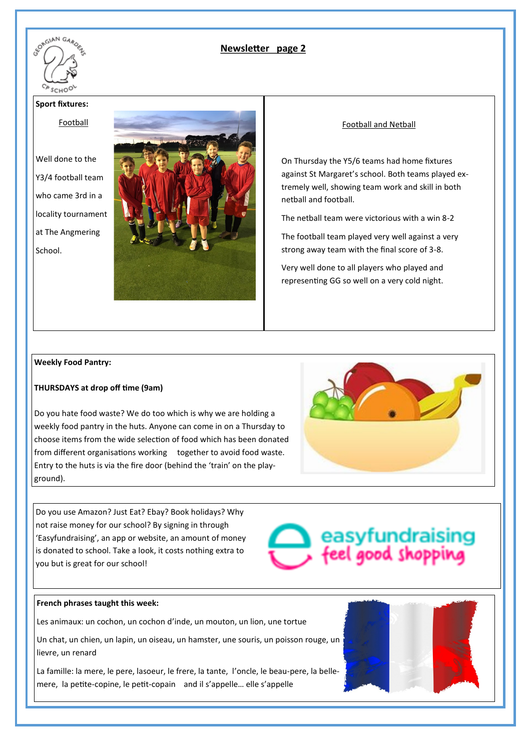## Newsletter page 2

**Sport fixtures:**

### Football

Well done to the Y3/4 football team who came 3rd in a locality tournament at The Angmering School.

### Football and Netball

On Thursday the Y5/6 teams had home fixtures against St Margaret's school. Both teams played extremely well, showing team work and skill in both netball and football.

The netball team were victorious with a win 8-2

The football team played very well against a very strong away team with the final score of 3-8.

Very well done to all players who played and representing GG so well on a very cold night.

**Weekly Food Pantry:**

**THURSDAYS at drop off time (9am)**

Do you hate food waste? We do too which is why we are holding a weekly food pantry in the huts. Anyone can come in on a Thursday to choose items from the wide selection of food which has been donated from different organisations working together to avoid food waste. Entry to the huts is via the fire door (behind the 'train' on the playground).

Do you use Amazon? Just Eat? Ebay? Book holidays? Why not raise money for our school? By signing in through 'Easyfundraising', an app or website, an amount of money is donated to school. Take a look, it costs nothing extra to you but is great for our school!

easyfundraising feel good shopping

**French phrases taught this week:**

Les animaux: un cochon, un cochon d'inde, un mouton, un lion, une tortue

Un chat, un chien, un lapin, un oiseau, un hamster, une souris, un poisson rouge, un lievre, un renard

La famille: la mere, le pere, lasoeur, le frere, la tante, l'oncle, le beau-pere, la belle-mere, la petite-copine, le petit-copain and il s'appelle… elle s'appelle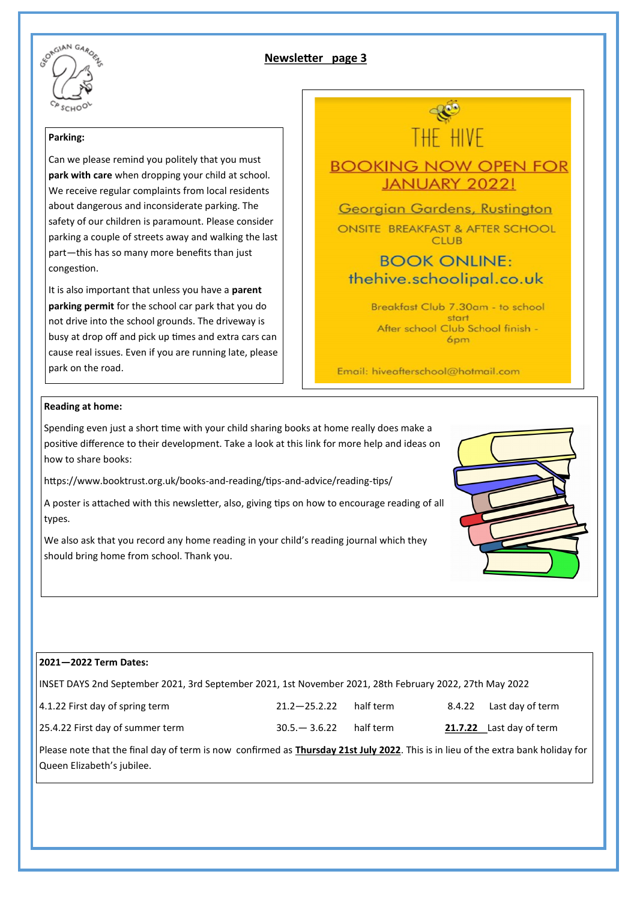## Newsletter page 3

**Parking:**

Can we please remind you politely that you must **park with care** when dropping your child at school. We receive regular complaints from local residents about dangerous and inconsiderate parking. The safety of our children is paramount. Please consider parking a couple of streets away and walking the last part—this has so many more benefits than just congestion.

It is also important that unless you have a **parent parking permit** for the school car park that you do not drive into the school grounds. The driveway is busy at drop off and pick up times and extra cars can cause real issues. Even if you are running late, please park on the road.

THE HIVE

BOOKING NOW OPEN FOR JANUARY 2022!

Georgian Gardens, Rustington

ONSITE BREAKFAST & AFTER SCHOOL CLUB

BOOK ONLINE:
thehive.schoolipal.co.uk

Breakfast Club 7.30am - to school start
After school Club School finish - 6pm

Email: hiveafterschool@hotmail.com

**Reading at home:**

Spending even just a short time with your child sharing books at home really does make a positive difference to their development. Take a look at this link for more help and ideas on how to share books:

https://www.booktrust.org.uk/books-and-reading/tips-and-advice/reading-tips/

A poster is attached with this newsletter, also, giving tips on how to encourage reading of all types.

We also ask that you record any home reading in your child's reading journal which they should bring home from school. Thank you.

**2021—2022 Term Dates:**

INSET DAYS 2nd September 2021, 3rd September 2021, 1st November 2021, 28th February 2022, 27th May 2022

| | | | | |
|---|---|---|---|---|
| 4.1.22 First day of spring term | 21.2—25.2.22 | half term | 8.4.22 | Last day of term |
| 25.4.22 First day of summer term | 30.5.— 3.6.22 | half term | **21.7.22** | Last day of term |

Please note that the final day of term is now confirmed as **Thursday 21st July 2022**. This is in lieu of the extra bank holiday for Queen Elizabeth's jubilee.